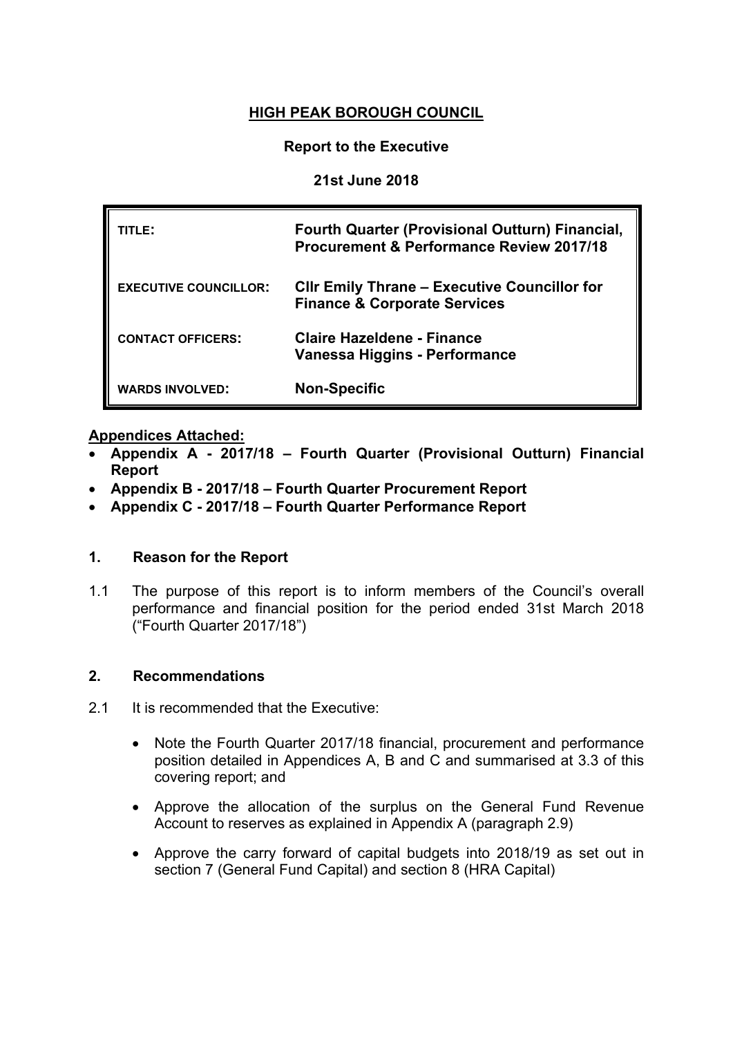**HIGH PEAK BOROUGH COUNCIL**

**Report to the Executive**

**21st June 2018**

| | |
|---|---|
| **TITLE:** | **Fourth Quarter (Provisional Outturn) Financial, Procurement & Performance Review 2017/18** |
| **EXECUTIVE COUNCILLOR:** | **Cllr Emily Thrane – Executive Councillor for Finance & Corporate Services** |
| **CONTACT OFFICERS:** | **Claire Hazeldene - Finance**<br>**Vanessa Higgins - Performance** |
| **WARDS INVOLVED:** | **Non-Specific** |

**Appendices Attached:**

- **Appendix A - 2017/18 – Fourth Quarter (Provisional Outturn) Financial Report**
- **Appendix B - 2017/18 – Fourth Quarter Procurement Report**
- **Appendix C - 2017/18 – Fourth Quarter Performance Report**

## 1. Reason for the Report

1.1 The purpose of this report is to inform members of the Council's overall performance and financial position for the period ended 31st March 2018 ("Fourth Quarter 2017/18")

## 2. Recommendations

2.1 It is recommended that the Executive:

- Note the Fourth Quarter 2017/18 financial, procurement and performance position detailed in Appendices A, B and C and summarised at 3.3 of this covering report; and
- Approve the allocation of the surplus on the General Fund Revenue Account to reserves as explained in Appendix A (paragraph 2.9)
- Approve the carry forward of capital budgets into 2018/19 as set out in section 7 (General Fund Capital) and section 8 (HRA Capital)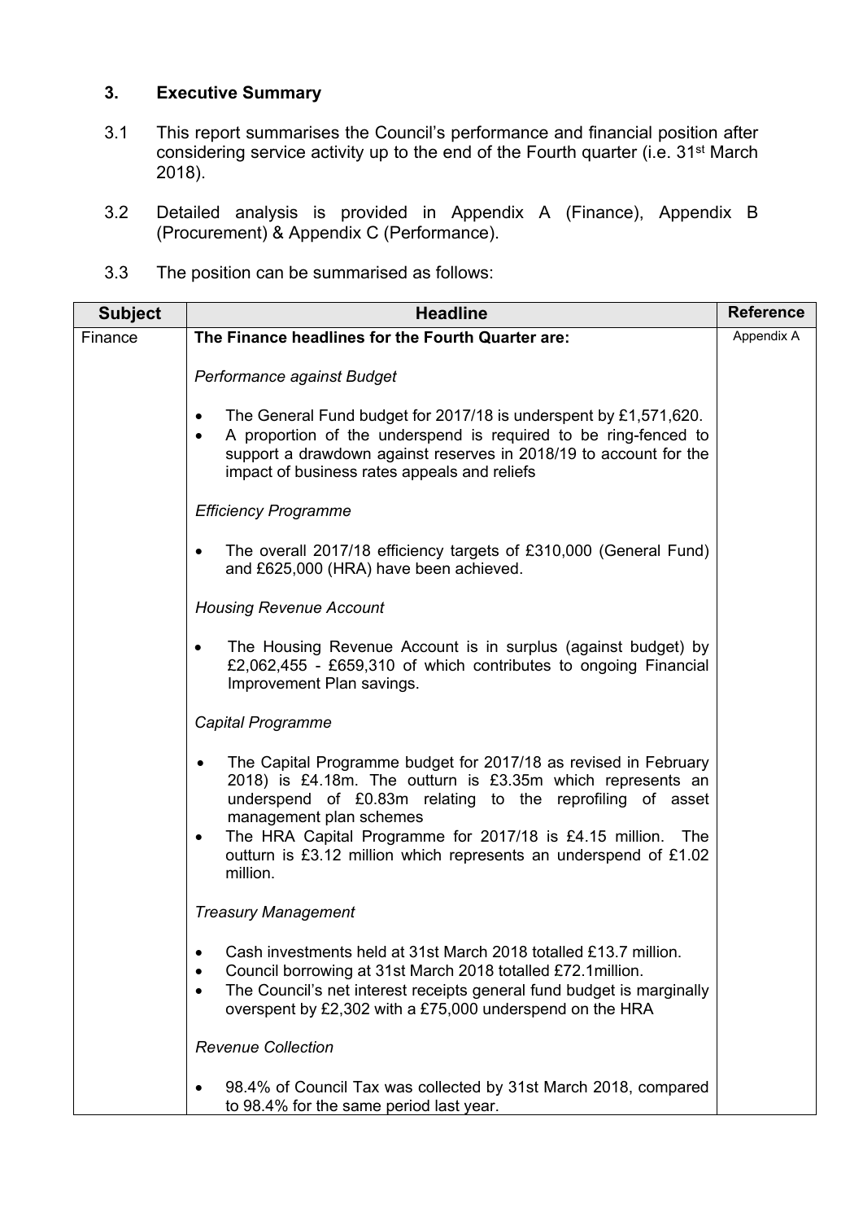## 3. Executive Summary

3.1 This report summarises the Council's performance and financial position after considering service activity up to the end of the Fourth quarter (i.e. 31st March 2018).

3.2 Detailed analysis is provided in Appendix A (Finance), Appendix B (Procurement) & Appendix C (Performance).

3.3 The position can be summarised as follows:

| Subject | Headline | Reference |
|---|---|---|
| Finance | **The Finance headlines for the Fourth Quarter are:**<br><br>*Performance against Budget*<br><br>• The General Fund budget for 2017/18 is underspent by £1,571,620.<br>• A proportion of the underspend is required to be ring-fenced to support a drawdown against reserves in 2018/19 to account for the impact of business rates appeals and reliefs<br><br>*Efficiency Programme*<br><br>• The overall 2017/18 efficiency targets of £310,000 (General Fund) and £625,000 (HRA) have been achieved.<br><br>*Housing Revenue Account*<br><br>• The Housing Revenue Account is in surplus (against budget) by £2,062,455 - £659,310 of which contributes to ongoing Financial Improvement Plan savings.<br><br>*Capital Programme*<br><br>• The Capital Programme budget for 2017/18 as revised in February 2018) is £4.18m. The outturn is £3.35m which represents an underspend of £0.83m relating to the reprofiling of asset management plan schemes<br>• The HRA Capital Programme for 2017/18 is £4.15 million. The outturn is £3.12 million which represents an underspend of £1.02 million.<br><br>*Treasury Management*<br><br>• Cash investments held at 31st March 2018 totalled £13.7 million.<br>• Council borrowing at 31st March 2018 totalled £72.1million.<br>• The Council's net interest receipts general fund budget is marginally overspent by £2,302 with a £75,000 underspend on the HRA<br><br>*Revenue Collection*<br><br>• 98.4% of Council Tax was collected by 31st March 2018, compared to 98.4% for the same period last year. | Appendix A |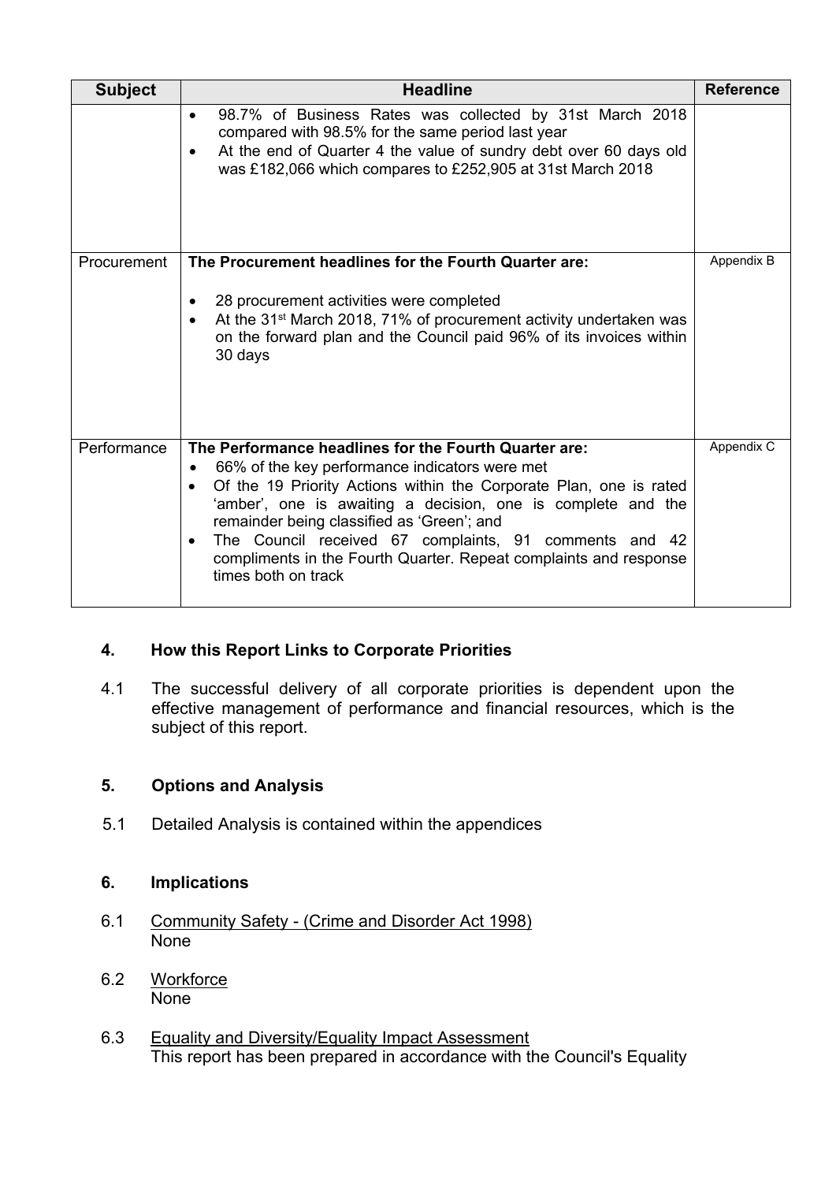| Subject | Headline | Reference |
|---|---|---|
| | • 98.7% of Business Rates was collected by 31st March 2018 compared with 98.5% for the same period last year<br>• At the end of Quarter 4 the value of sundry debt over 60 days old was £182,066 which compares to £252,905 at 31st March 2018 | |
| Procurement | **The Procurement headlines for the Fourth Quarter are:**<br><br>• 28 procurement activities were completed<br>• At the 31st March 2018, 71% of procurement activity undertaken was on the forward plan and the Council paid 96% of its invoices within 30 days | Appendix B |
| Performance | **The Performance headlines for the Fourth Quarter are:**<br>• 66% of the key performance indicators were met<br>• Of the 19 Priority Actions within the Corporate Plan, one is rated 'amber', one is awaiting a decision, one is complete and the remainder being classified as 'Green'; and<br>• The Council received 67 complaints, 91 comments and 42 compliments in the Fourth Quarter. Repeat complaints and response times both on track | Appendix C |

## 4. How this Report Links to Corporate Priorities

4.1 The successful delivery of all corporate priorities is dependent upon the effective management of performance and financial resources, which is the subject of this report.

## 5. Options and Analysis

5.1 Detailed Analysis is contained within the appendices

## 6. Implications

6.1 Community Safety - (Crime and Disorder Act 1998)
None

6.2 Workforce
None

6.3 Equality and Diversity/Equality Impact Assessment
This report has been prepared in accordance with the Council's Equality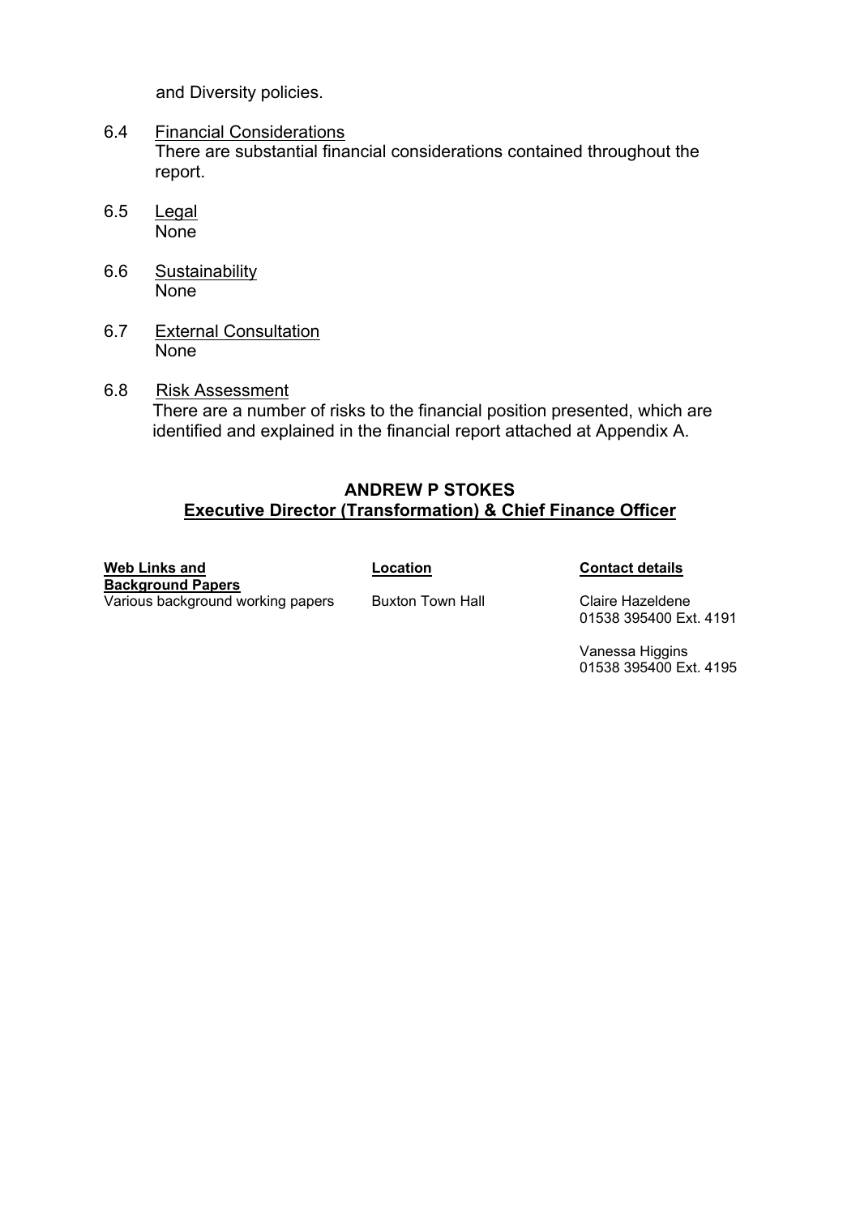and Diversity policies.

6.4 Financial Considerations
There are substantial financial considerations contained throughout the report.

6.5 Legal
None

6.6 Sustainability
None

6.7 External Consultation
None

6.8 Risk Assessment
There are a number of risks to the financial position presented, which are identified and explained in the financial report attached at Appendix A.

**ANDREW P STOKES**
**Executive Director (Transformation) & Chief Finance Officer**

| **Web Links and Background Papers** | **Location** | **Contact details** |
| --- | --- | --- |
| Various background working papers | Buxton Town Hall | Claire Hazeldene 01538 395400 Ext. 4191 |
| | | Vanessa Higgins 01538 395400 Ext. 4195 |